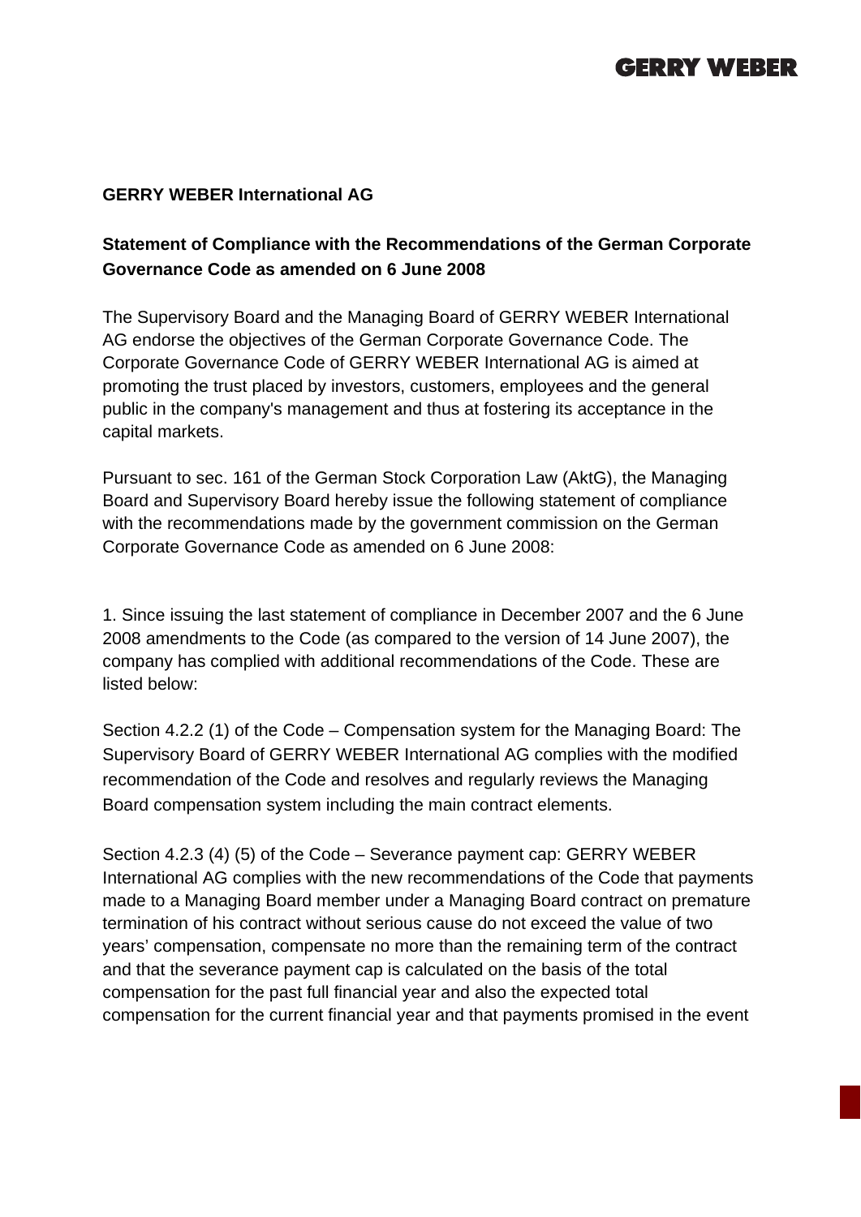**GERRY WEBER International AG**

**Statement of Compliance with the Recommendations of the German Corporate Governance Code as amended on 6 June 2008**

The Supervisory Board and the Managing Board of GERRY WEBER International AG endorse the objectives of the German Corporate Governance Code. The Corporate Governance Code of GERRY WEBER International AG is aimed at promoting the trust placed by investors, customers, employees and the general public in the company's management and thus at fostering its acceptance in the capital markets.

Pursuant to sec. 161 of the German Stock Corporation Law (AktG), the Managing Board and Supervisory Board hereby issue the following statement of compliance with the recommendations made by the government commission on the German Corporate Governance Code as amended on 6 June 2008:

1. Since issuing the last statement of compliance in December 2007 and the 6 June 2008 amendments to the Code (as compared to the version of 14 June 2007), the company has complied with additional recommendations of the Code. These are listed below:

Section 4.2.2 (1) of the Code – Compensation system for the Managing Board: The Supervisory Board of GERRY WEBER International AG complies with the modified recommendation of the Code and resolves and regularly reviews the Managing Board compensation system including the main contract elements.

Section 4.2.3 (4) (5) of the Code – Severance payment cap: GERRY WEBER International AG complies with the new recommendations of the Code that payments made to a Managing Board member under a Managing Board contract on premature termination of his contract without serious cause do not exceed the value of two years' compensation, compensate no more than the remaining term of the contract and that the severance payment cap is calculated on the basis of the total compensation for the past full financial year and also the expected total compensation for the current financial year and that payments promised in the event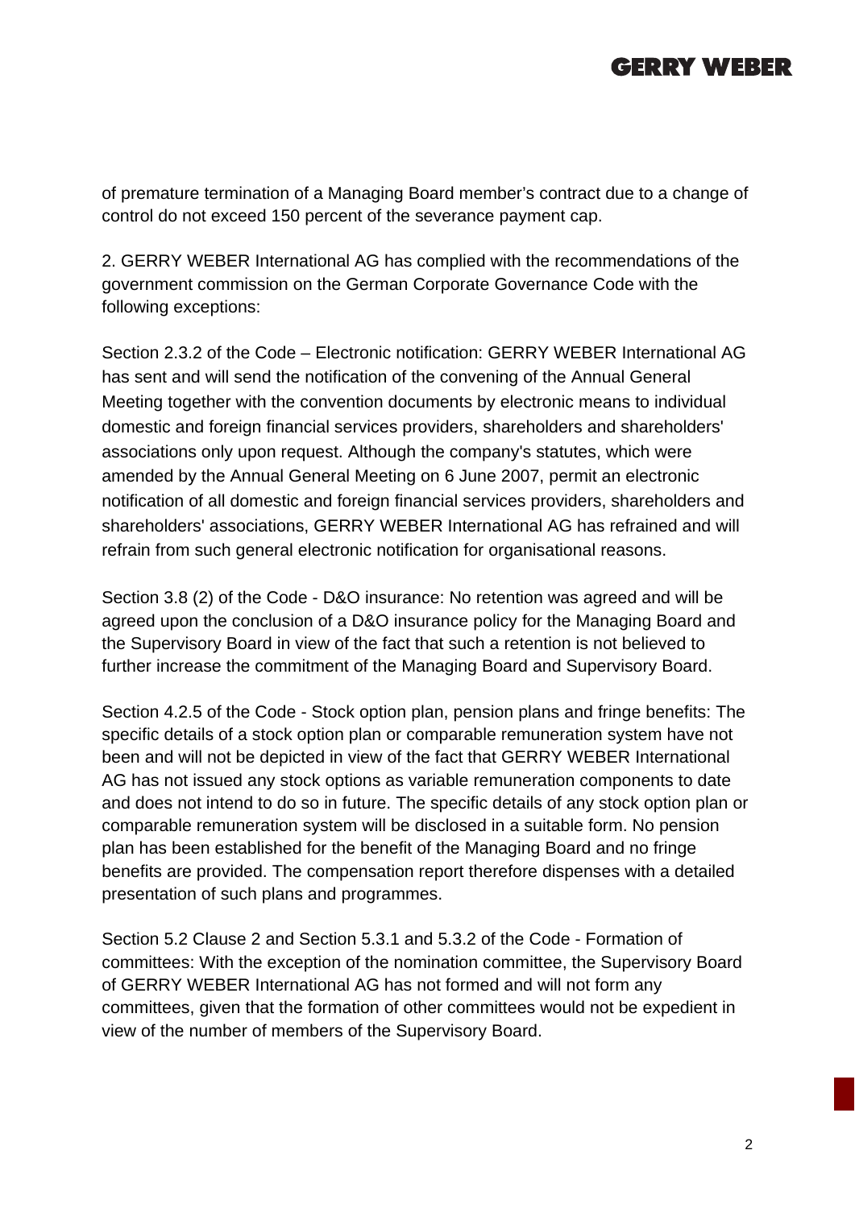of premature termination of a Managing Board member's contract due to a change of control do not exceed 150 percent of the severance payment cap.

2. GERRY WEBER International AG has complied with the recommendations of the government commission on the German Corporate Governance Code with the following exceptions:

Section 2.3.2 of the Code – Electronic notification: GERRY WEBER International AG has sent and will send the notification of the convening of the Annual General Meeting together with the convention documents by electronic means to individual domestic and foreign financial services providers, shareholders and shareholders' associations only upon request. Although the company's statutes, which were amended by the Annual General Meeting on 6 June 2007, permit an electronic notification of all domestic and foreign financial services providers, shareholders and shareholders' associations, GERRY WEBER International AG has refrained and will refrain from such general electronic notification for organisational reasons.

Section 3.8 (2) of the Code - D&O insurance: No retention was agreed and will be agreed upon the conclusion of a D&O insurance policy for the Managing Board and the Supervisory Board in view of the fact that such a retention is not believed to further increase the commitment of the Managing Board and Supervisory Board.

Section 4.2.5 of the Code - Stock option plan, pension plans and fringe benefits: The specific details of a stock option plan or comparable remuneration system have not been and will not be depicted in view of the fact that GERRY WEBER International AG has not issued any stock options as variable remuneration components to date and does not intend to do so in future. The specific details of any stock option plan or comparable remuneration system will be disclosed in a suitable form. No pension plan has been established for the benefit of the Managing Board and no fringe benefits are provided. The compensation report therefore dispenses with a detailed presentation of such plans and programmes.

Section 5.2 Clause 2 and Section 5.3.1 and 5.3.2 of the Code - Formation of committees: With the exception of the nomination committee, the Supervisory Board of GERRY WEBER International AG has not formed and will not form any committees, given that the formation of other committees would not be expedient in view of the number of members of the Supervisory Board.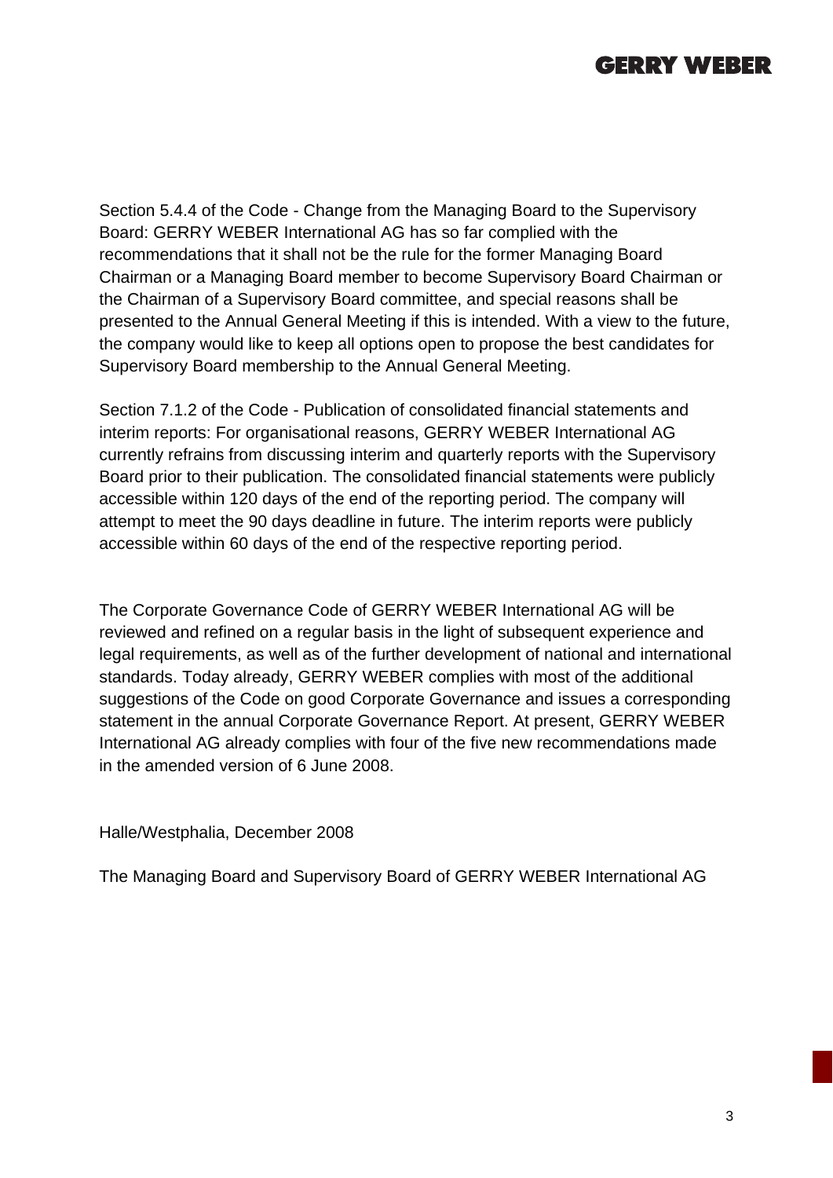Section 5.4.4 of the Code - Change from the Managing Board to the Supervisory Board: GERRY WEBER International AG has so far complied with the recommendations that it shall not be the rule for the former Managing Board Chairman or a Managing Board member to become Supervisory Board Chairman or the Chairman of a Supervisory Board committee, and special reasons shall be presented to the Annual General Meeting if this is intended. With a view to the future, the company would like to keep all options open to propose the best candidates for Supervisory Board membership to the Annual General Meeting.

Section 7.1.2 of the Code - Publication of consolidated financial statements and interim reports: For organisational reasons, GERRY WEBER International AG currently refrains from discussing interim and quarterly reports with the Supervisory Board prior to their publication. The consolidated financial statements were publicly accessible within 120 days of the end of the reporting period. The company will attempt to meet the 90 days deadline in future. The interim reports were publicly accessible within 60 days of the end of the respective reporting period.

The Corporate Governance Code of GERRY WEBER International AG will be reviewed and refined on a regular basis in the light of subsequent experience and legal requirements, as well as of the further development of national and international standards. Today already, GERRY WEBER complies with most of the additional suggestions of the Code on good Corporate Governance and issues a corresponding statement in the annual Corporate Governance Report. At present, GERRY WEBER International AG already complies with four of the five new recommendations made in the amended version of 6 June 2008.

Halle/Westphalia, December 2008

The Managing Board and Supervisory Board of GERRY WEBER International AG